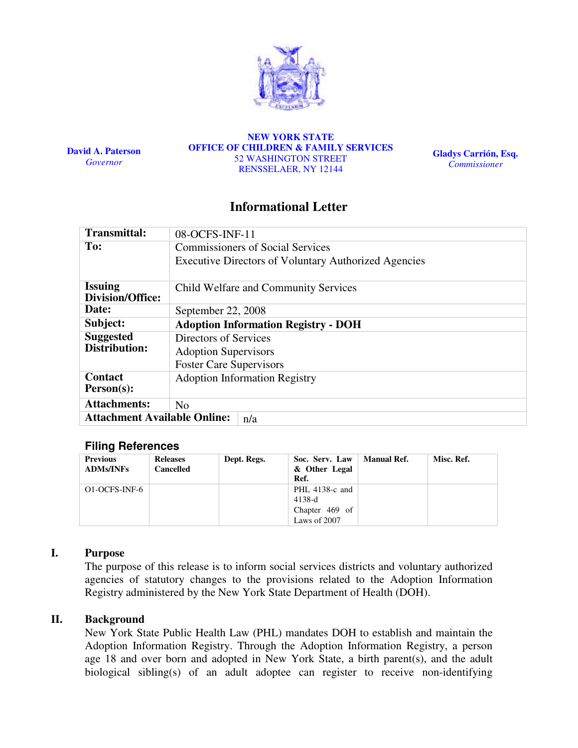**David A. Paterson**
*Governor*

**NEW YORK STATE**
**OFFICE OF CHILDREN & FAMILY SERVICES**
52 WASHINGTON STREET
RENSSELAER, NY 12144

**Gladys Carrión, Esq.**
*Commissioner*

# Informational Letter

| | |
|---|---|
| **Transmittal:** | 08-OCFS-INF-11 |
| **To:** | Commissioners of Social Services<br>Executive Directors of Voluntary Authorized Agencies |
| **Issuing Division/Office:** | Child Welfare and Community Services |
| **Date:** | September 22, 2008 |
| **Subject:** | **Adoption Information Registry - DOH** |
| **Suggested Distribution:** | Directors of Services<br>Adoption Supervisors<br>Foster Care Supervisors |
| **Contact Person(s):** | Adoption Information Registry |
| **Attachments:** | No |
| **Attachment Available Online:** | n/a |

## Filing References

| Previous ADMs/INFs | Releases Cancelled | Dept. Regs. | Soc. Serv. Law & Other Legal Ref. | Manual Ref. | Misc. Ref. |
|---|---|---|---|---|---|
| O1-OCFS-INF-6 | | | PHL 4138-c and 4138-d<br>Chapter 469 of Laws of 2007 | | |

## I. Purpose

The purpose of this release is to inform social services districts and voluntary authorized agencies of statutory changes to the provisions related to the Adoption Information Registry administered by the New York State Department of Health (DOH).

## II. Background

New York State Public Health Law (PHL) mandates DOH to establish and maintain the Adoption Information Registry. Through the Adoption Information Registry, a person age 18 and over born and adopted in New York State, a birth parent(s), and the adult biological sibling(s) of an adult adoptee can register to receive non-identifying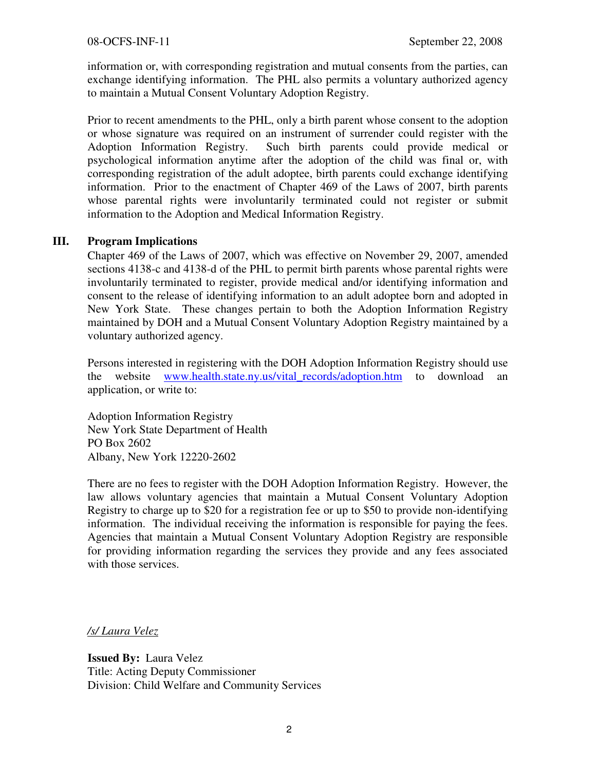information or, with corresponding registration and mutual consents from the parties, can exchange identifying information. The PHL also permits a voluntary authorized agency to maintain a Mutual Consent Voluntary Adoption Registry.

Prior to recent amendments to the PHL, only a birth parent whose consent to the adoption or whose signature was required on an instrument of surrender could register with the Adoption Information Registry. Such birth parents could provide medical or psychological information anytime after the adoption of the child was final or, with corresponding registration of the adult adoptee, birth parents could exchange identifying information. Prior to the enactment of Chapter 469 of the Laws of 2007, birth parents whose parental rights were involuntarily terminated could not register or submit information to the Adoption and Medical Information Registry.

## III. Program Implications

Chapter 469 of the Laws of 2007, which was effective on November 29, 2007, amended sections 4138-c and 4138-d of the PHL to permit birth parents whose parental rights were involuntarily terminated to register, provide medical and/or identifying information and consent to the release of identifying information to an adult adoptee born and adopted in New York State. These changes pertain to both the Adoption Information Registry maintained by DOH and a Mutual Consent Voluntary Adoption Registry maintained by a voluntary authorized agency.

Persons interested in registering with the DOH Adoption Information Registry should use the website www.health.state.ny.us/vital_records/adoption.htm to download an application, or write to:

Adoption Information Registry
New York State Department of Health
PO Box 2602
Albany, New York 12220-2602

There are no fees to register with the DOH Adoption Information Registry. However, the law allows voluntary agencies that maintain a Mutual Consent Voluntary Adoption Registry to charge up to $20 for a registration fee or up to $50 to provide non-identifying information. The individual receiving the information is responsible for paying the fees. Agencies that maintain a Mutual Consent Voluntary Adoption Registry are responsible for providing information regarding the services they provide and any fees associated with those services.

*/s/ Laura Velez*

**Issued By:** Laura Velez
Title: Acting Deputy Commissioner
Division: Child Welfare and Community Services